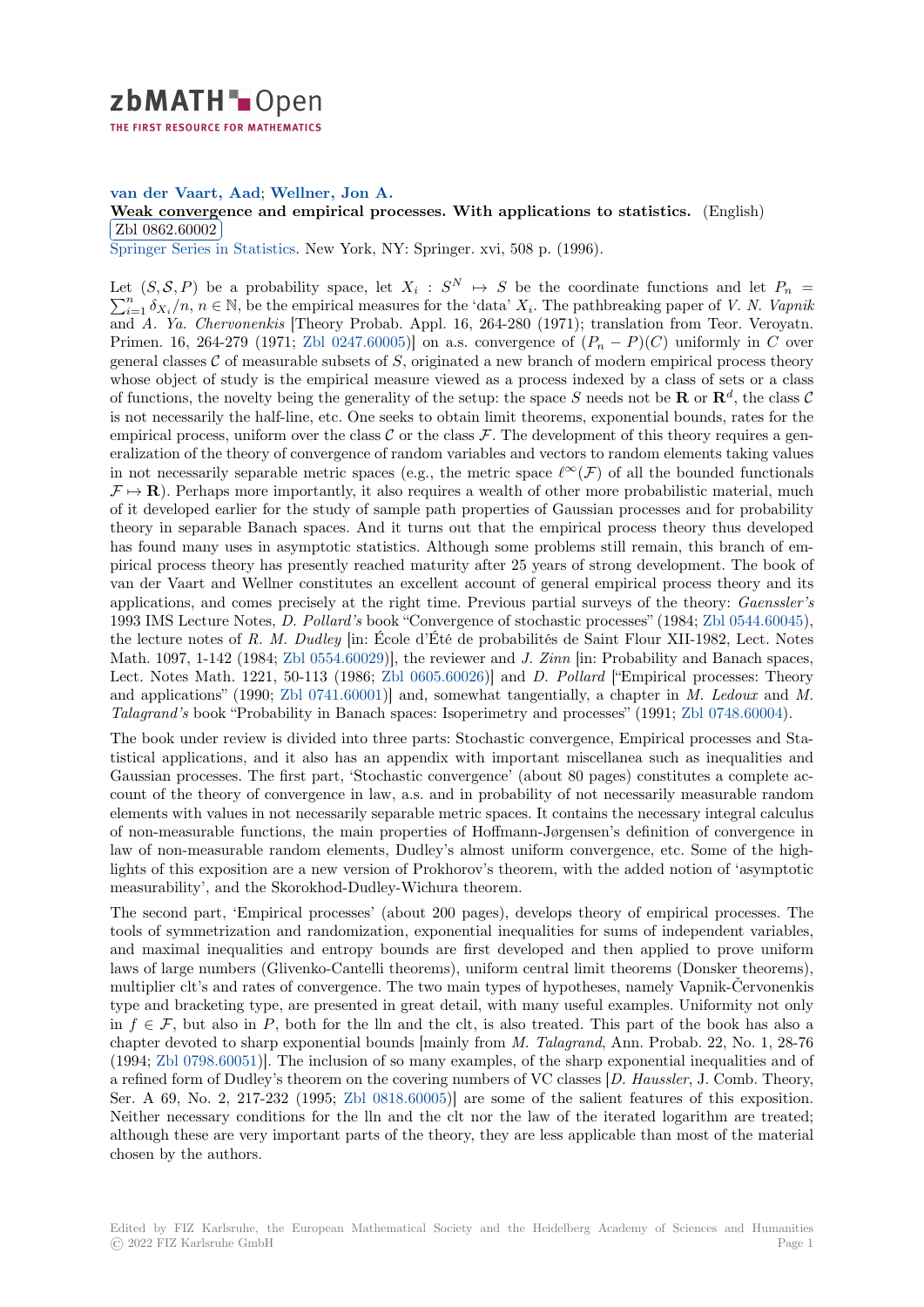**van der Vaart, Aad; Wellner, Jon A.**

**Weak convergence and empirical processes. With applications to statistics.** (English)

Zbl 0862.60002

Springer Series in Statistics. New York, NY: Springer. xvi, 508 p. (1996).

Let $(S, \mathcal{S}, P)$ be a probability space, let $X_i : S^N \mapsto S$ be the coordinate functions and let $P_n = \sum_{i=1}^n \delta_{X_i}/n$, $n \in \mathbb{N}$, be the empirical measures for the 'data' $X_i$. The pathbreaking paper of *V. N. Vapnik* and *A. Ya. Chervonenkis* [Theory Probab. Appl. 16, 264-280 (1971); translation from Teor. Veroyatn. Primen. 16, 264-279 (1971; Zbl 0247.60005)] on a.s. convergence of $(P_n - P)(C)$ uniformly in $C$ over general classes $\mathcal{C}$ of measurable subsets of $S$, originated a new branch of modern empirical process theory whose object of study is the empirical measure viewed as a process indexed by a class of sets or a class of functions, the novelty being the generality of the setup: the space $S$ needs not be $\mathbf{R}$ or $\mathbf{R}^d$, the class $\mathcal{C}$ is not necessarily the half-line, etc. One seeks to obtain limit theorems, exponential bounds, rates for the empirical process, uniform over the class $\mathcal{C}$ or the class $\mathcal{F}$. The development of this theory requires a generalization of the theory of convergence of random variables and vectors to random elements taking values in not necessarily separable metric spaces (e.g., the metric space $\ell^\infty(\mathcal{F})$ of all the bounded functionals $\mathcal{F} \mapsto \mathbf{R}$). Perhaps more importantly, it also requires a wealth of other more probabilistic material, much of it developed earlier for the study of sample path properties of Gaussian processes and for probability theory in separable Banach spaces. And it turns out that the empirical process theory thus developed has found many uses in asymptotic statistics. Although some problems still remain, this branch of empirical process theory has presently reached maturity after 25 years of strong development. The book of van der Vaart and Wellner constitutes an excellent account of general empirical process theory and its applications, and comes precisely at the right time. Previous partial surveys of the theory: *Gaenssler's* 1993 IMS Lecture Notes, *D. Pollard's* book "Convergence of stochastic processes" (1984; Zbl 0544.60045), the lecture notes of *R. M. Dudley* [in: École d'Été de probabilités de Saint Flour XII-1982, Lect. Notes Math. 1097, 1-142 (1984; Zbl 0554.60029)], the reviewer and *J. Zinn* [in: Probability and Banach spaces, Lect. Notes Math. 1221, 50-113 (1986; Zbl 0605.60026)] and *D. Pollard* ["Empirical processes: Theory and applications" (1990; Zbl 0741.60001)] and, somewhat tangentially, a chapter in *M. Ledoux* and *M. Talagrand's* book "Probability in Banach spaces: Isoperimetry and processes" (1991; Zbl 0748.60004).

The book under review is divided into three parts: Stochastic convergence, Empirical processes and Statistical applications, and it also has an appendix with important miscellanea such as inequalities and Gaussian processes. The first part, 'Stochastic convergence' (about 80 pages) constitutes a complete account of the theory of convergence in law, a.s. and in probability of not necessarily measurable random elements with values in not necessarily separable metric spaces. It contains the necessary integral calculus of non-measurable functions, the main properties of Hoffmann-Jørgensen's definition of convergence in law of non-measurable random elements, Dudley's almost uniform convergence, etc. Some of the highlights of this exposition are a new version of Prokhorov's theorem, with the added notion of 'asymptotic measurability', and the Skorokhod-Dudley-Wichura theorem.

The second part, 'Empirical processes' (about 200 pages), develops theory of empirical processes. The tools of symmetrization and randomization, exponential inequalities for sums of independent variables, and maximal inequalities and entropy bounds are first developed and then applied to prove uniform laws of large numbers (Glivenko-Cantelli theorems), uniform central limit theorems (Donsker theorems), multiplier clt's and rates of convergence. The two main types of hypotheses, namely Vapnik-Červonenkis type and bracketing type, are presented in great detail, with many useful examples. Uniformity not only in $f \in \mathcal{F}$, but also in $P$, both for the lln and the clt, is also treated. This part of the book has also a chapter devoted to sharp exponential bounds [mainly from *M. Talagrand*, Ann. Probab. 22, No. 1, 28-76 (1994; Zbl 0798.60051)]. The inclusion of so many examples, of the sharp exponential inequalities and of a refined form of Dudley's theorem on the covering numbers of VC classes [*D. Haussler*, J. Comb. Theory, Ser. A 69, No. 2, 217-232 (1995; Zbl 0818.60005)] are some of the salient features of this exposition. Neither necessary conditions for the lln and the clt nor the law of the iterated logarithm are treated; although these are very important parts of the theory, they are less applicable than most of the material chosen by the authors.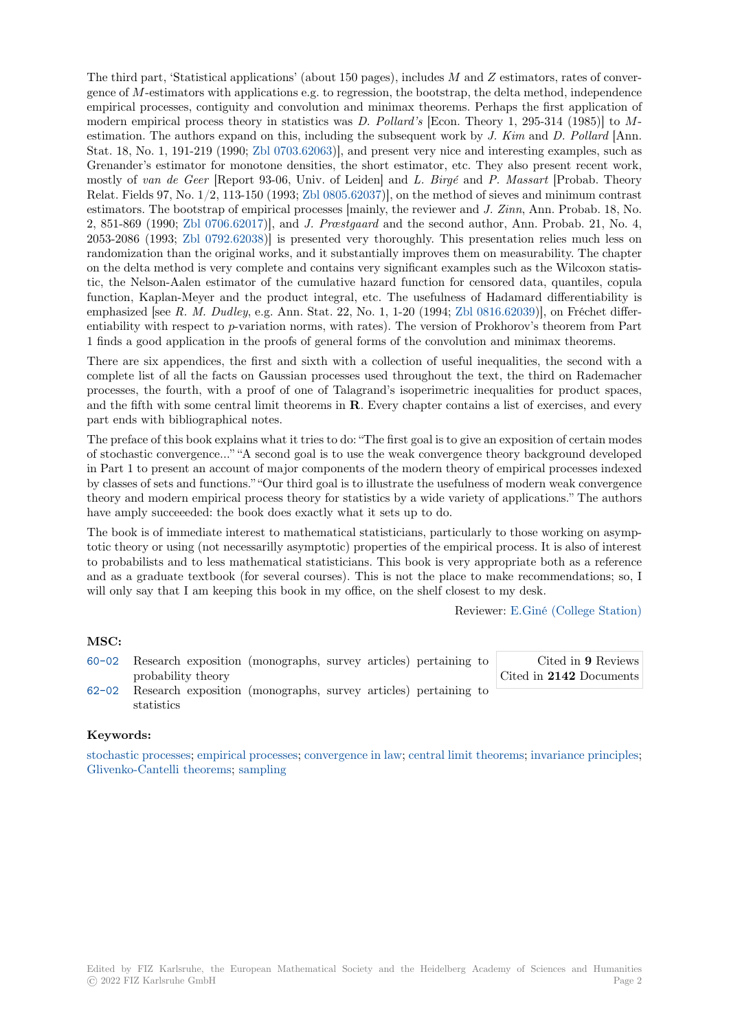The third part, 'Statistical applications' (about 150 pages), includes $M$ and $Z$ estimators, rates of convergence of $M$-estimators with applications e.g. to regression, the bootstrap, the delta method, independence empirical processes, contiguity and convolution and minimax theorems. Perhaps the first application of modern empirical process theory in statistics was *D. Pollard's* [Econ. Theory 1, 295-314 (1985)] to $M$-estimation. The authors expand on this, including the subsequent work by *J. Kim* and *D. Pollard* [Ann. Stat. 18, No. 1, 191-219 (1990; Zbl 0703.62063)], and present very nice and interesting examples, such as Grenander's estimator for monotone densities, the short estimator, etc. They also present recent work, mostly of *van de Geer* [Report 93-06, Univ. of Leiden] and *L. Birgé* and *P. Massart* [Probab. Theory Relat. Fields 97, No. 1/2, 113-150 (1993; Zbl 0805.62037)], on the method of sieves and minimum contrast estimators. The bootstrap of empirical processes [mainly, the reviewer and *J. Zinn*, Ann. Probab. 18, No. 2, 851-869 (1990; Zbl 0706.62017)], and *J. Præstgaard* and the second author, Ann. Probab. 21, No. 4, 2053-2086 (1993; Zbl 0792.62038)] is presented very thoroughly. This presentation relies much less on randomization than the original works, and it substantially improves them on measurability. The chapter on the delta method is very complete and contains very significant examples such as the Wilcoxon statistic, the Nelson-Aalen estimator of the cumulative hazard function for censored data, quantiles, copula function, Kaplan-Meyer and the product integral, etc. The usefulness of Hadamard differentiability is emphasized [see *R. M. Dudley*, e.g. Ann. Stat. 22, No. 1, 1-20 (1994; Zbl 0816.62039)], on Fréchet differentiability with respect to $p$-variation norms, with rates). The version of Prokhorov's theorem from Part 1 finds a good application in the proofs of general forms of the convolution and minimax theorems.

There are six appendices, the first and sixth with a collection of useful inequalities, the second with a complete list of all the facts on Gaussian processes used throughout the text, the third on Rademacher processes, the fourth, with a proof of one of Talagrand's isoperimetric inequalities for product spaces, and the fifth with some central limit theorems in **R**. Every chapter contains a list of exercises, and every part ends with bibliographical notes.

The preface of this book explains what it tries to do: "The first goal is to give an exposition of certain modes of stochastic convergence..." "A second goal is to use the weak convergence theory background developed in Part 1 to present an account of major components of the modern theory of empirical processes indexed by classes of sets and functions." "Our third goal is to illustrate the usefulness of modern weak convergence theory and modern empirical process theory for statistics by a wide variety of applications." The authors have amply succeeeded: the book does exactly what it sets up to do.

The book is of immediate interest to mathematical statisticians, particularly to those working on asymptotic theory or using (not necessarilly asymptotic) properties of the empirical process. It is also of interest to probabilists and to less mathematical statisticians. This book is very appropriate both as a reference and as a graduate textbook (for several courses). This is not the place to make recommendations; so, I will only say that I am keeping this book in my office, on the shelf closest to my desk.

Reviewer: E.Giné (College Station)

### MSC:

60-02 Research exposition (monographs, survey articles) pertaining to probability theory

62-02 Research exposition (monographs, survey articles) pertaining to statistics

Cited in **9** Reviews
Cited in **2142** Documents

### Keywords:

stochastic processes; empirical processes; convergence in law; central limit theorems; invariance principles; Glivenko-Cantelli theorems; sampling